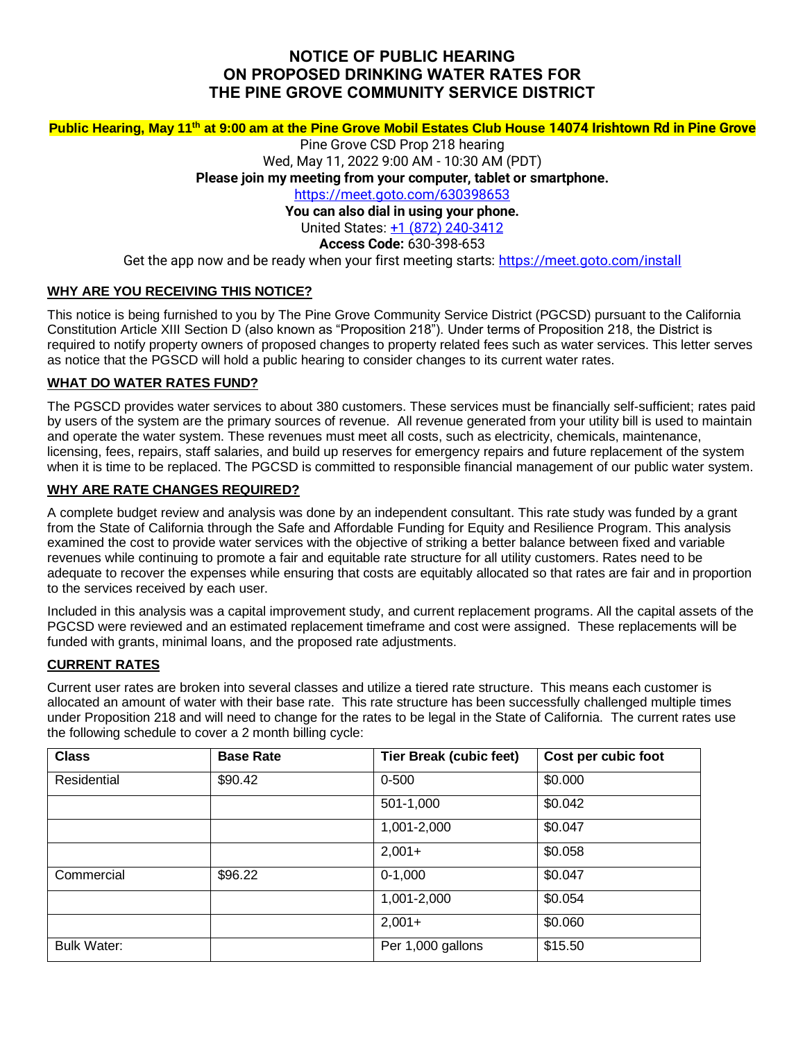# NOTICE OF PUBLIC HEARING ON PROPOSED DRINKING WATER RATES FOR THE PINE GROVE COMMUNITY SERVICE DISTRICT

**Public Hearing, May 11th at 9:00 am at the Pine Grove Mobil Estates Club House 14074 Irishtown Rd in Pine Grove**

Pine Grove CSD Prop 218 hearing
Wed, May 11, 2022 9:00 AM - 10:30 AM (PDT)
**Please join my meeting from your computer, tablet or smartphone.**
https://meet.goto.com/630398653
**You can also dial in using your phone.**
United States: +1 (872) 240-3412
**Access Code:** 630-398-653
Get the app now and be ready when your first meeting starts: https://meet.goto.com/install

## WHY ARE YOU RECEIVING THIS NOTICE?

This notice is being furnished to you by The Pine Grove Community Service District (PGCSD) pursuant to the California Constitution Article XIII Section D (also known as "Proposition 218"). Under terms of Proposition 218, the District is required to notify property owners of proposed changes to property related fees such as water services. This letter serves as notice that the PGSCD will hold a public hearing to consider changes to its current water rates.

## WHAT DO WATER RATES FUND?

The PGSCD provides water services to about 380 customers. These services must be financially self-sufficient; rates paid by users of the system are the primary sources of revenue. All revenue generated from your utility bill is used to maintain and operate the water system. These revenues must meet all costs, such as electricity, chemicals, maintenance, licensing, fees, repairs, staff salaries, and build up reserves for emergency repairs and future replacement of the system when it is time to be replaced. The PGCSD is committed to responsible financial management of our public water system.

## WHY ARE RATE CHANGES REQUIRED?

A complete budget review and analysis was done by an independent consultant. This rate study was funded by a grant from the State of California through the Safe and Affordable Funding for Equity and Resilience Program. This analysis examined the cost to provide water services with the objective of striking a better balance between fixed and variable revenues while continuing to promote a fair and equitable rate structure for all utility customers. Rates need to be adequate to recover the expenses while ensuring that costs are equitably allocated so that rates are fair and in proportion to the services received by each user.

Included in this analysis was a capital improvement study, and current replacement programs. All the capital assets of the PGCSD were reviewed and an estimated replacement timeframe and cost were assigned. These replacements will be funded with grants, minimal loans, and the proposed rate adjustments.

## CURRENT RATES

Current user rates are broken into several classes and utilize a tiered rate structure. This means each customer is allocated an amount of water with their base rate. This rate structure has been successfully challenged multiple times under Proposition 218 and will need to change for the rates to be legal in the State of California. The current rates use the following schedule to cover a 2 month billing cycle:

| Class | Base Rate | Tier Break (cubic feet) | Cost per cubic foot |
|---|---|---|---|
| Residential | $90.42 | 0-500 | $0.000 |
| | | 501-1,000 | $0.042 |
| | | 1,001-2,000 | $0.047 |
| | | 2,001+ | $0.058 |
| Commercial | $96.22 | 0-1,000 | $0.047 |
| | | 1,001-2,000 | $0.054 |
| | | 2,001+ | $0.060 |
| Bulk Water: | | Per 1,000 gallons | $15.50 |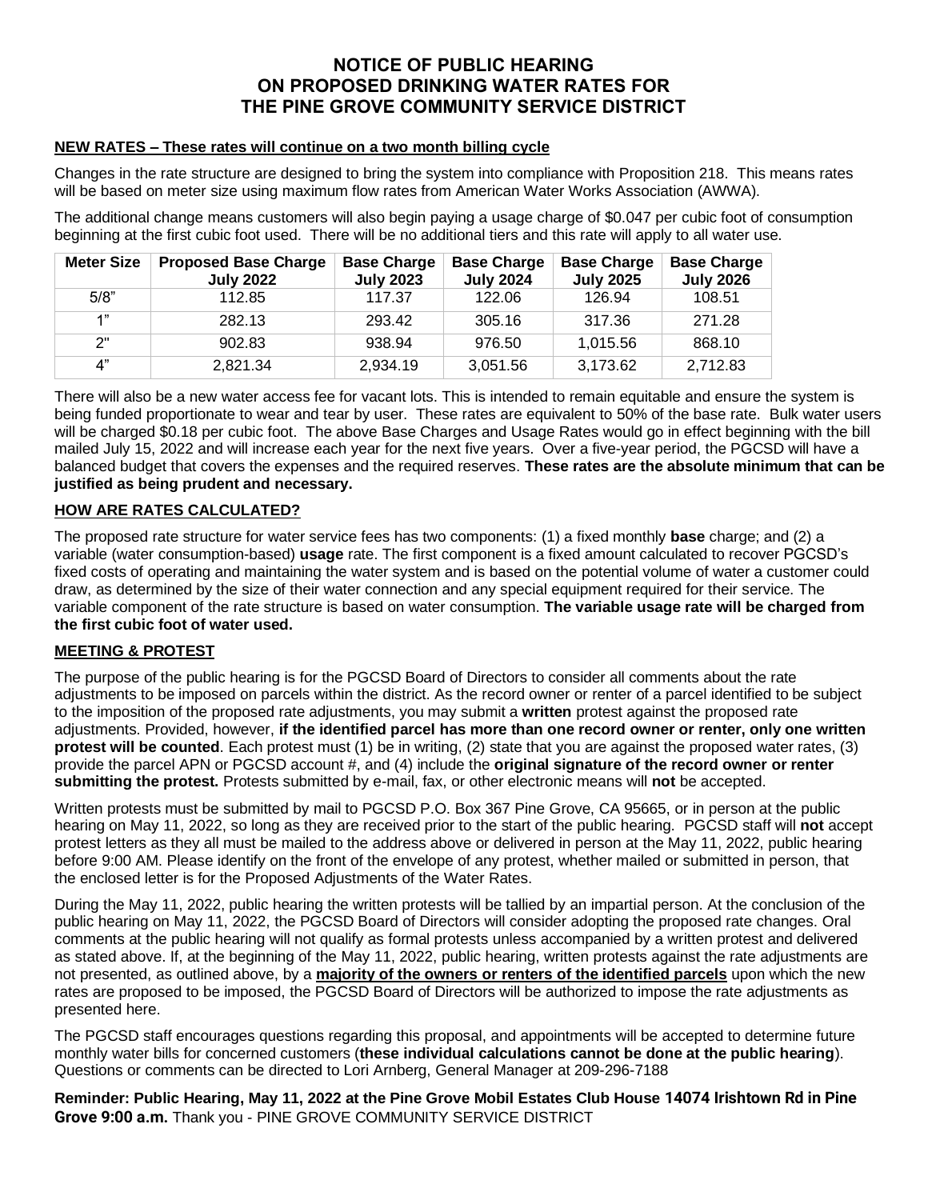# NOTICE OF PUBLIC HEARING ON PROPOSED DRINKING WATER RATES FOR THE PINE GROVE COMMUNITY SERVICE DISTRICT

**NEW RATES – These rates will continue on a two month billing cycle**

Changes in the rate structure are designed to bring the system into compliance with Proposition 218. This means rates will be based on meter size using maximum flow rates from American Water Works Association (AWWA).

The additional change means customers will also begin paying a usage charge of $0.047 per cubic foot of consumption beginning at the first cubic foot used. There will be no additional tiers and this rate will apply to all water use.

| Meter Size | Proposed Base Charge July 2022 | Base Charge July 2023 | Base Charge July 2024 | Base Charge July 2025 | Base Charge July 2026 |
|---|---|---|---|---|---|
| 5/8" | 112.85 | 117.37 | 122.06 | 126.94 | 108.51 |
| 1" | 282.13 | 293.42 | 305.16 | 317.36 | 271.28 |
| 2" | 902.83 | 938.94 | 976.50 | 1,015.56 | 868.10 |
| 4" | 2,821.34 | 2,934.19 | 3,051.56 | 3,173.62 | 2,712.83 |

There will also be a new water access fee for vacant lots. This is intended to remain equitable and ensure the system is being funded proportionate to wear and tear by user. These rates are equivalent to 50% of the base rate. Bulk water users will be charged $0.18 per cubic foot. The above Base Charges and Usage Rates would go in effect beginning with the bill mailed July 15, 2022 and will increase each year for the next five years. Over a five-year period, the PGCSD will have a balanced budget that covers the expenses and the required reserves. **These rates are the absolute minimum that can be justified as being prudent and necessary.**

**HOW ARE RATES CALCULATED?**

The proposed rate structure for water service fees has two components: (1) a fixed monthly **base** charge; and (2) a variable (water consumption-based) **usage** rate. The first component is a fixed amount calculated to recover PGCSD's fixed costs of operating and maintaining the water system and is based on the potential volume of water a customer could draw, as determined by the size of their water connection and any special equipment required for their service. The variable component of the rate structure is based on water consumption. **The variable usage rate will be charged from the first cubic foot of water used.**

**MEETING & PROTEST**

The purpose of the public hearing is for the PGCSD Board of Directors to consider all comments about the rate adjustments to be imposed on parcels within the district. As the record owner or renter of a parcel identified to be subject to the imposition of the proposed rate adjustments, you may submit a **written** protest against the proposed rate adjustments. Provided, however, **if the identified parcel has more than one record owner or renter, only one written protest will be counted**. Each protest must (1) be in writing, (2) state that you are against the proposed water rates, (3) provide the parcel APN or PGCSD account #, and (4) include the **original signature of the record owner or renter submitting the protest.** Protests submitted by e-mail, fax, or other electronic means will **not** be accepted.

Written protests must be submitted by mail to PGCSD P.O. Box 367 Pine Grove, CA 95665, or in person at the public hearing on May 11, 2022, so long as they are received prior to the start of the public hearing. PGCSD staff will **not** accept protest letters as they all must be mailed to the address above or delivered in person at the May 11, 2022, public hearing before 9:00 AM. Please identify on the front of the envelope of any protest, whether mailed or submitted in person, that the enclosed letter is for the Proposed Adjustments of the Water Rates.

During the May 11, 2022, public hearing the written protests will be tallied by an impartial person. At the conclusion of the public hearing on May 11, 2022, the PGCSD Board of Directors will consider adopting the proposed rate changes. Oral comments at the public hearing will not qualify as formal protests unless accompanied by a written protest and delivered as stated above. If, at the beginning of the May 11, 2022, public hearing, written protests against the rate adjustments are not presented, as outlined above, by a **majority of the owners or renters of the identified parcels** upon which the new rates are proposed to be imposed, the PGCSD Board of Directors will be authorized to impose the rate adjustments as presented here.

The PGCSD staff encourages questions regarding this proposal, and appointments will be accepted to determine future monthly water bills for concerned customers (**these individual calculations cannot be done at the public hearing**). Questions or comments can be directed to Lori Arnberg, General Manager at 209-296-7188

**Reminder: Public Hearing, May 11, 2022 at the Pine Grove Mobil Estates Club House 14074 Irishtown Rd in Pine Grove 9:00 a.m.** Thank you - PINE GROVE COMMUNITY SERVICE DISTRICT